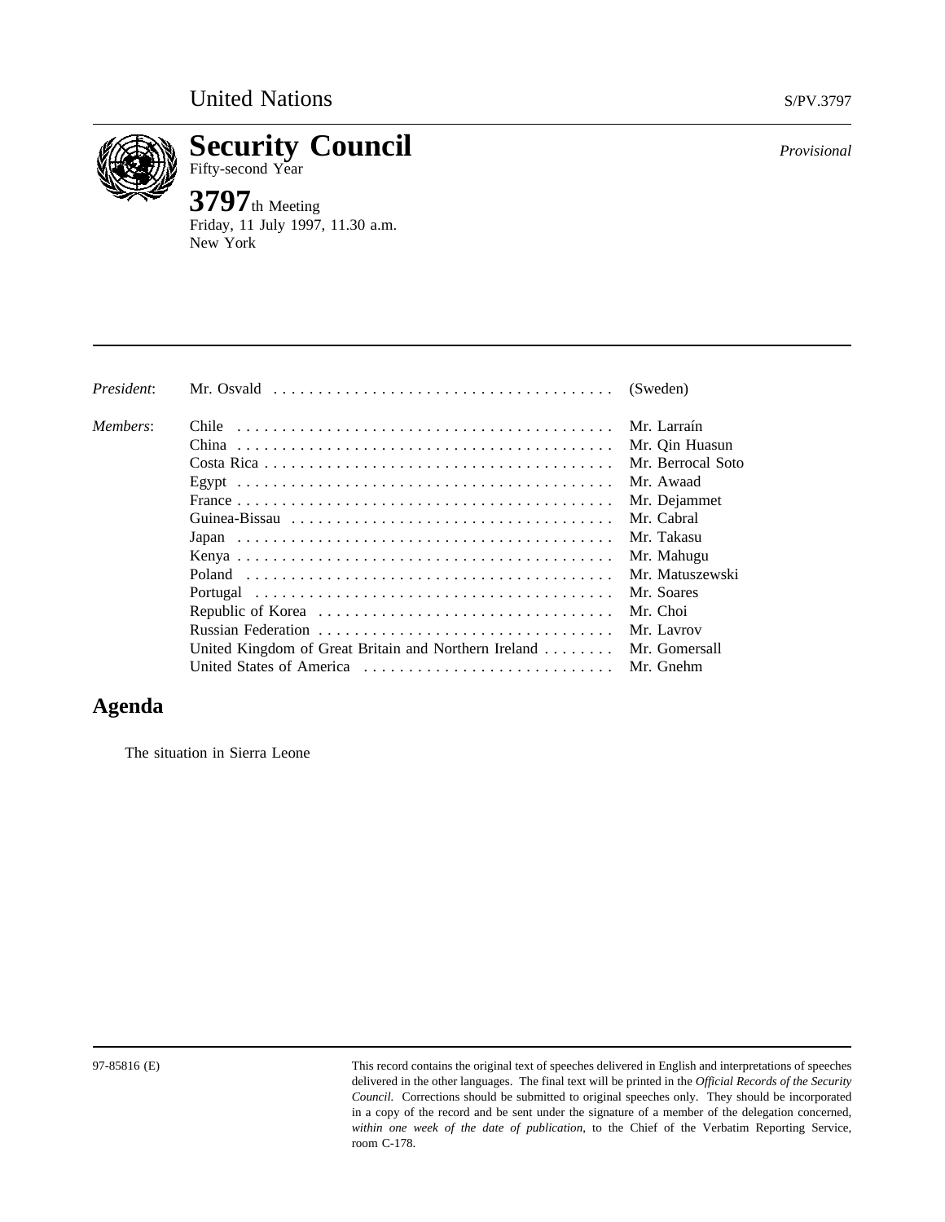United Nations S/PV.3797

# Security Council

*Provisional*

Fifty-second Year

**3797**th Meeting

Friday, 11 July 1997, 11.30 a.m.

New York

| | | |
|---|---|---|
| *President*: | Mr. Osvald | (Sweden) |
| *Members*: | Chile | Mr. Larraín |
| | China | Mr. Qin Huasun |
| | Costa Rica | Mr. Berrocal Soto |
| | Egypt | Mr. Awaad |
| | France | Mr. Dejammet |
| | Guinea-Bissau | Mr. Cabral |
| | Japan | Mr. Takasu |
| | Kenya | Mr. Mahugu |
| | Poland | Mr. Matuszewski |
| | Portugal | Mr. Soares |
| | Republic of Korea | Mr. Choi |
| | Russian Federation | Mr. Lavrov |
| | United Kingdom of Great Britain and Northern Ireland | Mr. Gomersall |
| | United States of America | Mr. Gnehm |

## Agenda

The situation in Sierra Leone

97-85816 (E)

This record contains the original text of speeches delivered in English and interpretations of speeches delivered in the other languages. The final text will be printed in the *Official Records of the Security Council.* Corrections should be submitted to original speeches only. They should be incorporated in a copy of the record and be sent under the signature of a member of the delegation concerned, *within one week of the date of publication*, to the Chief of the Verbatim Reporting Service, room C-178.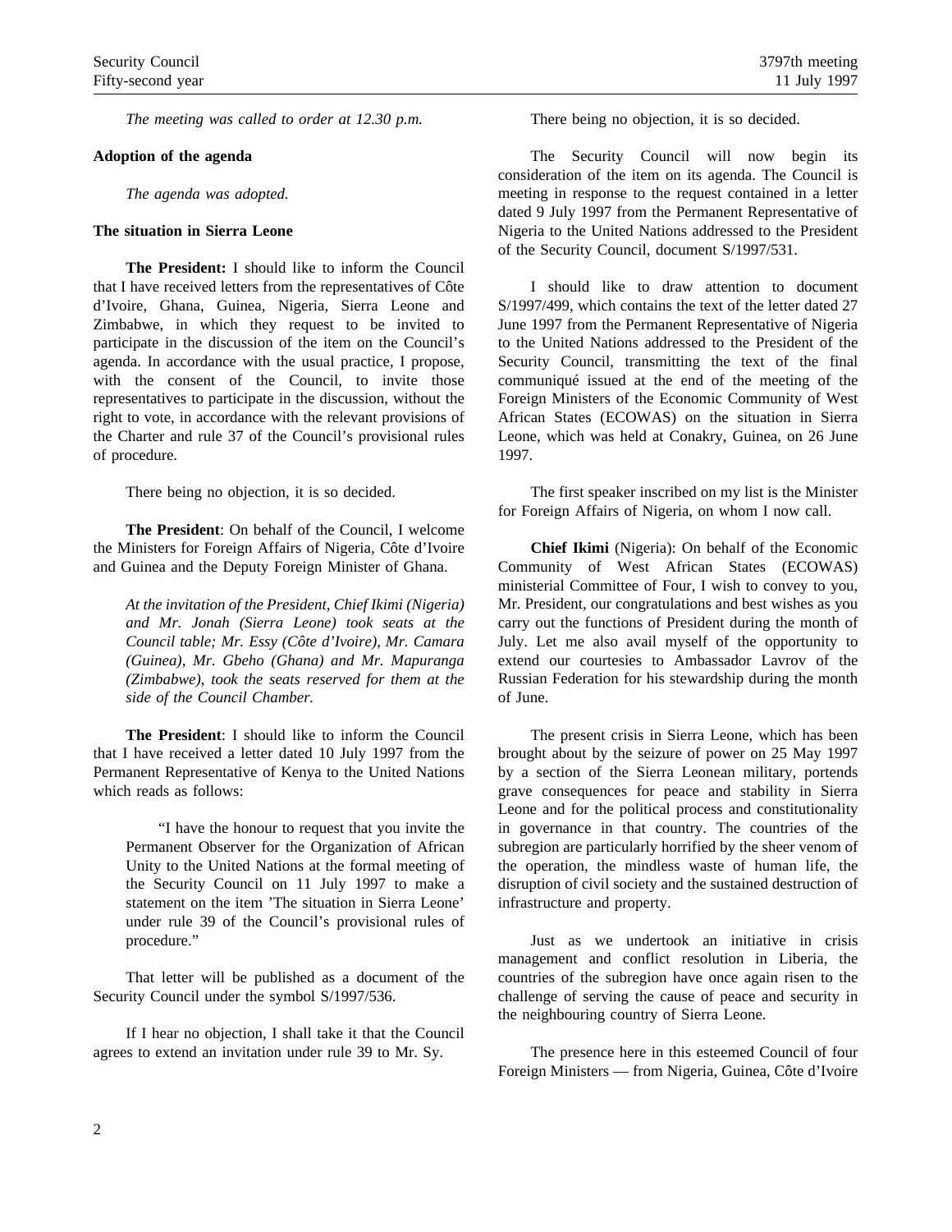*The meeting was called to order at 12.30 p.m.*

**Adoption of the agenda**

*The agenda was adopted.*

**The situation in Sierra Leone**

**The President:** I should like to inform the Council that I have received letters from the representatives of Côte d'Ivoire, Ghana, Guinea, Nigeria, Sierra Leone and Zimbabwe, in which they request to be invited to participate in the discussion of the item on the Council's agenda. In accordance with the usual practice, I propose, with the consent of the Council, to invite those representatives to participate in the discussion, without the right to vote, in accordance with the relevant provisions of the Charter and rule 37 of the Council's provisional rules of procedure.

There being no objection, it is so decided.

**The President**: On behalf of the Council, I welcome the Ministers for Foreign Affairs of Nigeria, Côte d'Ivoire and Guinea and the Deputy Foreign Minister of Ghana.

*At the invitation of the President, Chief Ikimi (Nigeria) and Mr. Jonah (Sierra Leone) took seats at the Council table; Mr. Essy (Côte d'Ivoire), Mr. Camara (Guinea), Mr. Gbeho (Ghana) and Mr. Mapuranga (Zimbabwe), took the seats reserved for them at the side of the Council Chamber.*

**The President**: I should like to inform the Council that I have received a letter dated 10 July 1997 from the Permanent Representative of Kenya to the United Nations which reads as follows:

> "I have the honour to request that you invite the Permanent Observer for the Organization of African Unity to the United Nations at the formal meeting of the Security Council on 11 July 1997 to make a statement on the item 'The situation in Sierra Leone' under rule 39 of the Council's provisional rules of procedure."

That letter will be published as a document of the Security Council under the symbol S/1997/536.

If I hear no objection, I shall take it that the Council agrees to extend an invitation under rule 39 to Mr. Sy.

There being no objection, it is so decided.

The Security Council will now begin its consideration of the item on its agenda. The Council is meeting in response to the request contained in a letter dated 9 July 1997 from the Permanent Representative of Nigeria to the United Nations addressed to the President of the Security Council, document S/1997/531.

I should like to draw attention to document S/1997/499, which contains the text of the letter dated 27 June 1997 from the Permanent Representative of Nigeria to the United Nations addressed to the President of the Security Council, transmitting the text of the final communiqué issued at the end of the meeting of the Foreign Ministers of the Economic Community of West African States (ECOWAS) on the situation in Sierra Leone, which was held at Conakry, Guinea, on 26 June 1997.

The first speaker inscribed on my list is the Minister for Foreign Affairs of Nigeria, on whom I now call.

**Chief Ikimi** (Nigeria): On behalf of the Economic Community of West African States (ECOWAS) ministerial Committee of Four, I wish to convey to you, Mr. President, our congratulations and best wishes as you carry out the functions of President during the month of July. Let me also avail myself of the opportunity to extend our courtesies to Ambassador Lavrov of the Russian Federation for his stewardship during the month of June.

The present crisis in Sierra Leone, which has been brought about by the seizure of power on 25 May 1997 by a section of the Sierra Leonean military, portends grave consequences for peace and stability in Sierra Leone and for the political process and constitutionality in governance in that country. The countries of the subregion are particularly horrified by the sheer venom of the operation, the mindless waste of human life, the disruption of civil society and the sustained destruction of infrastructure and property.

Just as we undertook an initiative in crisis management and conflict resolution in Liberia, the countries of the subregion have once again risen to the challenge of serving the cause of peace and security in the neighbouring country of Sierra Leone.

The presence here in this esteemed Council of four Foreign Ministers — from Nigeria, Guinea, Côte d'Ivoire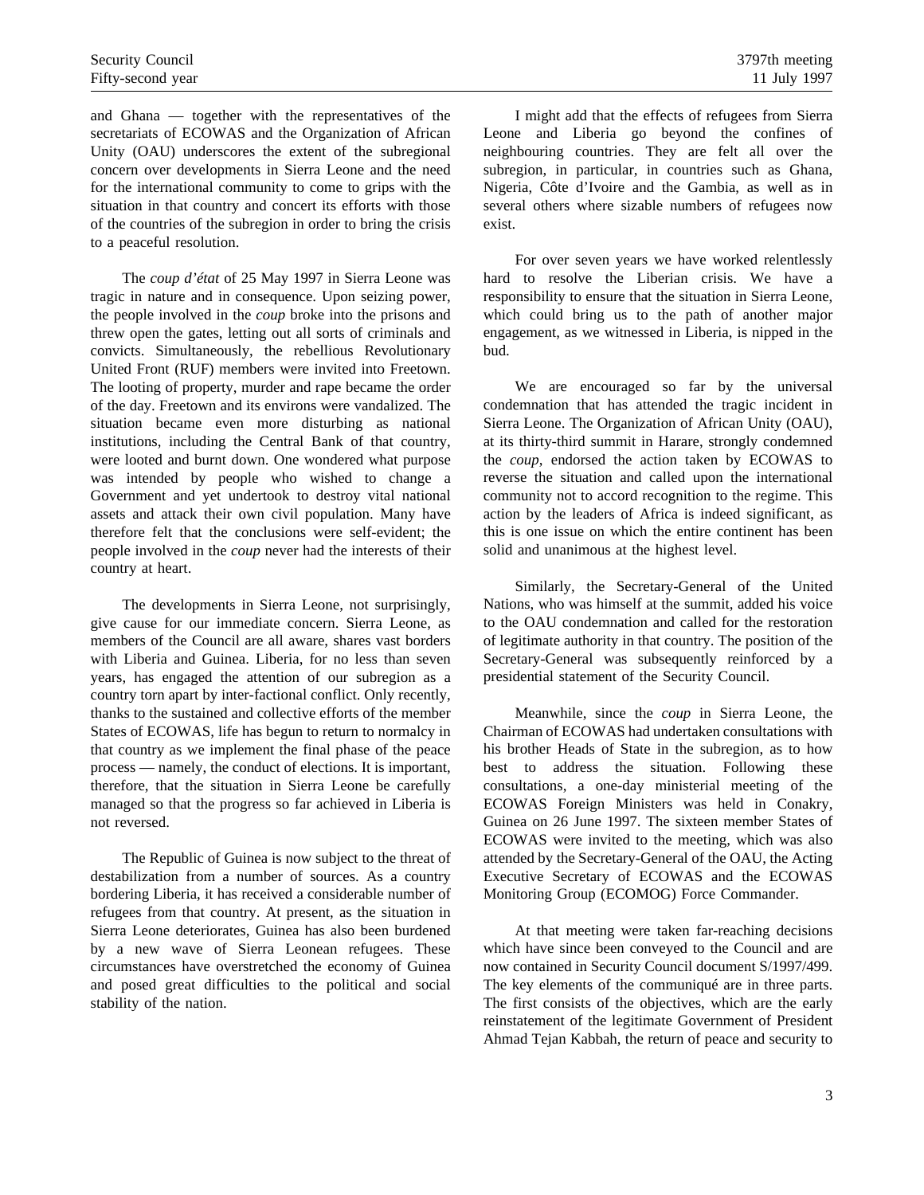and Ghana — together with the representatives of the secretariats of ECOWAS and the Organization of African Unity (OAU) underscores the extent of the subregional concern over developments in Sierra Leone and the need for the international community to come to grips with the situation in that country and concert its efforts with those of the countries of the subregion in order to bring the crisis to a peaceful resolution.

The *coup d'état* of 25 May 1997 in Sierra Leone was tragic in nature and in consequence. Upon seizing power, the people involved in the *coup* broke into the prisons and threw open the gates, letting out all sorts of criminals and convicts. Simultaneously, the rebellious Revolutionary United Front (RUF) members were invited into Freetown. The looting of property, murder and rape became the order of the day. Freetown and its environs were vandalized. The situation became even more disturbing as national institutions, including the Central Bank of that country, were looted and burnt down. One wondered what purpose was intended by people who wished to change a Government and yet undertook to destroy vital national assets and attack their own civil population. Many have therefore felt that the conclusions were self-evident; the people involved in the *coup* never had the interests of their country at heart.

The developments in Sierra Leone, not surprisingly, give cause for our immediate concern. Sierra Leone, as members of the Council are all aware, shares vast borders with Liberia and Guinea. Liberia, for no less than seven years, has engaged the attention of our subregion as a country torn apart by inter-factional conflict. Only recently, thanks to the sustained and collective efforts of the member States of ECOWAS, life has begun to return to normalcy in that country as we implement the final phase of the peace process — namely, the conduct of elections. It is important, therefore, that the situation in Sierra Leone be carefully managed so that the progress so far achieved in Liberia is not reversed.

The Republic of Guinea is now subject to the threat of destabilization from a number of sources. As a country bordering Liberia, it has received a considerable number of refugees from that country. At present, as the situation in Sierra Leone deteriorates, Guinea has also been burdened by a new wave of Sierra Leonean refugees. These circumstances have overstretched the economy of Guinea and posed great difficulties to the political and social stability of the nation.

I might add that the effects of refugees from Sierra Leone and Liberia go beyond the confines of neighbouring countries. They are felt all over the subregion, in particular, in countries such as Ghana, Nigeria, Côte d'Ivoire and the Gambia, as well as in several others where sizable numbers of refugees now exist.

For over seven years we have worked relentlessly hard to resolve the Liberian crisis. We have a responsibility to ensure that the situation in Sierra Leone, which could bring us to the path of another major engagement, as we witnessed in Liberia, is nipped in the bud.

We are encouraged so far by the universal condemnation that has attended the tragic incident in Sierra Leone. The Organization of African Unity (OAU), at its thirty-third summit in Harare, strongly condemned the *coup*, endorsed the action taken by ECOWAS to reverse the situation and called upon the international community not to accord recognition to the regime. This action by the leaders of Africa is indeed significant, as this is one issue on which the entire continent has been solid and unanimous at the highest level.

Similarly, the Secretary-General of the United Nations, who was himself at the summit, added his voice to the OAU condemnation and called for the restoration of legitimate authority in that country. The position of the Secretary-General was subsequently reinforced by a presidential statement of the Security Council.

Meanwhile, since the *coup* in Sierra Leone, the Chairman of ECOWAS had undertaken consultations with his brother Heads of State in the subregion, as to how best to address the situation. Following these consultations, a one-day ministerial meeting of the ECOWAS Foreign Ministers was held in Conakry, Guinea on 26 June 1997. The sixteen member States of ECOWAS were invited to the meeting, which was also attended by the Secretary-General of the OAU, the Acting Executive Secretary of ECOWAS and the ECOWAS Monitoring Group (ECOMOG) Force Commander.

At that meeting were taken far-reaching decisions which have since been conveyed to the Council and are now contained in Security Council document S/1997/499. The key elements of the communiqué are in three parts. The first consists of the objectives, which are the early reinstatement of the legitimate Government of President Ahmad Tejan Kabbah, the return of peace and security to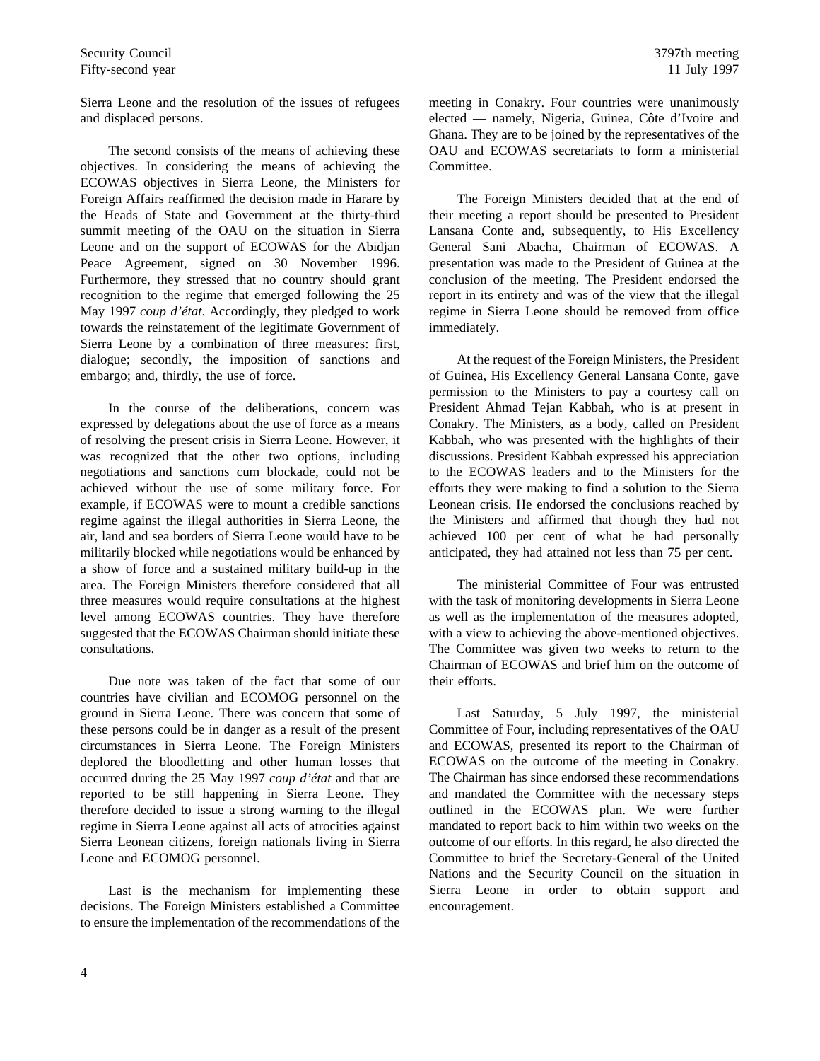Sierra Leone and the resolution of the issues of refugees and displaced persons.

The second consists of the means of achieving these objectives. In considering the means of achieving the ECOWAS objectives in Sierra Leone, the Ministers for Foreign Affairs reaffirmed the decision made in Harare by the Heads of State and Government at the thirty-third summit meeting of the OAU on the situation in Sierra Leone and on the support of ECOWAS for the Abidjan Peace Agreement, signed on 30 November 1996. Furthermore, they stressed that no country should grant recognition to the regime that emerged following the 25 May 1997 *coup d'état*. Accordingly, they pledged to work towards the reinstatement of the legitimate Government of Sierra Leone by a combination of three measures: first, dialogue; secondly, the imposition of sanctions and embargo; and, thirdly, the use of force.

In the course of the deliberations, concern was expressed by delegations about the use of force as a means of resolving the present crisis in Sierra Leone. However, it was recognized that the other two options, including negotiations and sanctions cum blockade, could not be achieved without the use of some military force. For example, if ECOWAS were to mount a credible sanctions regime against the illegal authorities in Sierra Leone, the air, land and sea borders of Sierra Leone would have to be militarily blocked while negotiations would be enhanced by a show of force and a sustained military build-up in the area. The Foreign Ministers therefore considered that all three measures would require consultations at the highest level among ECOWAS countries. They have therefore suggested that the ECOWAS Chairman should initiate these consultations.

Due note was taken of the fact that some of our countries have civilian and ECOMOG personnel on the ground in Sierra Leone. There was concern that some of these persons could be in danger as a result of the present circumstances in Sierra Leone. The Foreign Ministers deplored the bloodletting and other human losses that occurred during the 25 May 1997 *coup d'état* and that are reported to be still happening in Sierra Leone. They therefore decided to issue a strong warning to the illegal regime in Sierra Leone against all acts of atrocities against Sierra Leonean citizens, foreign nationals living in Sierra Leone and ECOMOG personnel.

Last is the mechanism for implementing these decisions. The Foreign Ministers established a Committee to ensure the implementation of the recommendations of the meeting in Conakry. Four countries were unanimously elected — namely, Nigeria, Guinea, Côte d'Ivoire and Ghana. They are to be joined by the representatives of the OAU and ECOWAS secretariats to form a ministerial Committee.

The Foreign Ministers decided that at the end of their meeting a report should be presented to President Lansana Conte and, subsequently, to His Excellency General Sani Abacha, Chairman of ECOWAS. A presentation was made to the President of Guinea at the conclusion of the meeting. The President endorsed the report in its entirety and was of the view that the illegal regime in Sierra Leone should be removed from office immediately.

At the request of the Foreign Ministers, the President of Guinea, His Excellency General Lansana Conte, gave permission to the Ministers to pay a courtesy call on President Ahmad Tejan Kabbah, who is at present in Conakry. The Ministers, as a body, called on President Kabbah, who was presented with the highlights of their discussions. President Kabbah expressed his appreciation to the ECOWAS leaders and to the Ministers for the efforts they were making to find a solution to the Sierra Leonean crisis. He endorsed the conclusions reached by the Ministers and affirmed that though they had not achieved 100 per cent of what he had personally anticipated, they had attained not less than 75 per cent.

The ministerial Committee of Four was entrusted with the task of monitoring developments in Sierra Leone as well as the implementation of the measures adopted, with a view to achieving the above-mentioned objectives. The Committee was given two weeks to return to the Chairman of ECOWAS and brief him on the outcome of their efforts.

Last Saturday, 5 July 1997, the ministerial Committee of Four, including representatives of the OAU and ECOWAS, presented its report to the Chairman of ECOWAS on the outcome of the meeting in Conakry. The Chairman has since endorsed these recommendations and mandated the Committee with the necessary steps outlined in the ECOWAS plan. We were further mandated to report back to him within two weeks on the outcome of our efforts. In this regard, he also directed the Committee to brief the Secretary-General of the United Nations and the Security Council on the situation in Sierra Leone in order to obtain support and encouragement.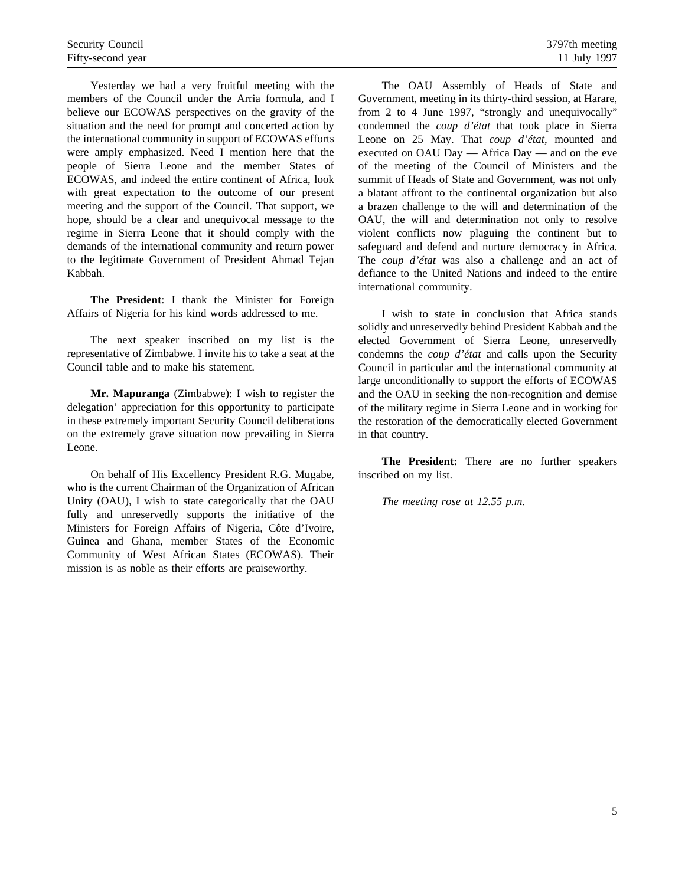Yesterday we had a very fruitful meeting with the members of the Council under the Arria formula, and I believe our ECOWAS perspectives on the gravity of the situation and the need for prompt and concerted action by the international community in support of ECOWAS efforts were amply emphasized. Need I mention here that the people of Sierra Leone and the member States of ECOWAS, and indeed the entire continent of Africa, look with great expectation to the outcome of our present meeting and the support of the Council. That support, we hope, should be a clear and unequivocal message to the regime in Sierra Leone that it should comply with the demands of the international community and return power to the legitimate Government of President Ahmad Tejan Kabbah.

**The President**: I thank the Minister for Foreign Affairs of Nigeria for his kind words addressed to me.

The next speaker inscribed on my list is the representative of Zimbabwe. I invite his to take a seat at the Council table and to make his statement.

**Mr. Mapuranga** (Zimbabwe): I wish to register the delegation' appreciation for this opportunity to participate in these extremely important Security Council deliberations on the extremely grave situation now prevailing in Sierra Leone.

On behalf of His Excellency President R.G. Mugabe, who is the current Chairman of the Organization of African Unity (OAU), I wish to state categorically that the OAU fully and unreservedly supports the initiative of the Ministers for Foreign Affairs of Nigeria, Côte d'Ivoire, Guinea and Ghana, member States of the Economic Community of West African States (ECOWAS). Their mission is as noble as their efforts are praiseworthy.

The OAU Assembly of Heads of State and Government, meeting in its thirty-third session, at Harare, from 2 to 4 June 1997, "strongly and unequivocally" condemned the *coup d'état* that took place in Sierra Leone on 25 May. That *coup d'état*, mounted and executed on OAU Day — Africa Day — and on the eve of the meeting of the Council of Ministers and the summit of Heads of State and Government, was not only a blatant affront to the continental organization but also a brazen challenge to the will and determination of the OAU, the will and determination not only to resolve violent conflicts now plaguing the continent but to safeguard and defend and nurture democracy in Africa. The *coup d'état* was also a challenge and an act of defiance to the United Nations and indeed to the entire international community.

I wish to state in conclusion that Africa stands solidly and unreservedly behind President Kabbah and the elected Government of Sierra Leone, unreservedly condemns the *coup d'état* and calls upon the Security Council in particular and the international community at large unconditionally to support the efforts of ECOWAS and the OAU in seeking the non-recognition and demise of the military regime in Sierra Leone and in working for the restoration of the democratically elected Government in that country.

**The President:** There are no further speakers inscribed on my list.

*The meeting rose at 12.55 p.m.*